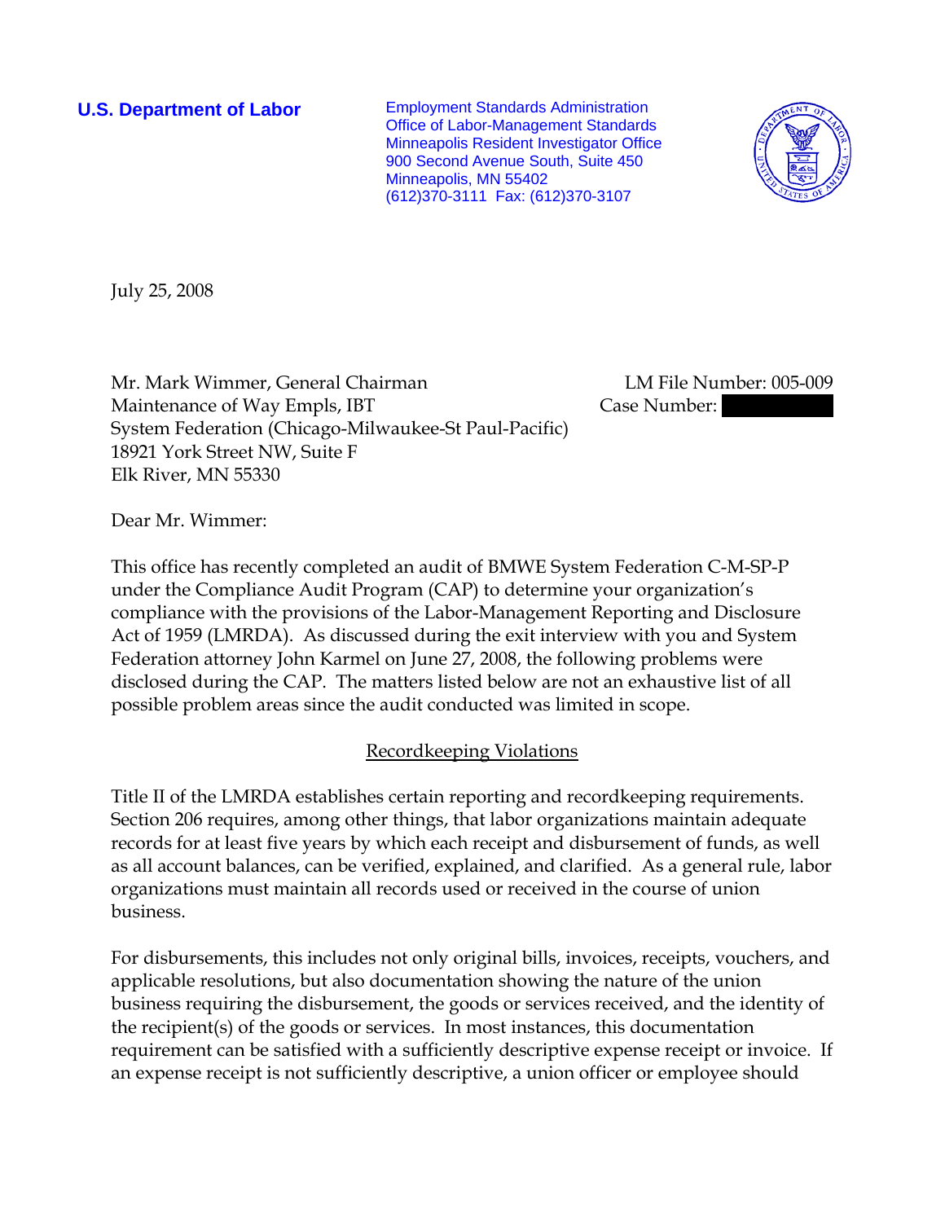**U.S. Department of Labor**

Employment Standards Administration
Office of Labor-Management Standards
Minneapolis Resident Investigator Office
900 Second Avenue South, Suite 450
Minneapolis, MN 55402
(612)370-3111 Fax: (612)370-3107

July 25, 2008

Mr. Mark Wimmer, General Chairman
Maintenance of Way Empls, IBT
System Federation (Chicago-Milwaukee-St Paul-Pacific)
18921 York Street NW, Suite F
Elk River, MN 55330

LM File Number: 005-009
Case Number:

Dear Mr. Wimmer:

This office has recently completed an audit of BMWE System Federation C-M-SP-P under the Compliance Audit Program (CAP) to determine your organization's compliance with the provisions of the Labor-Management Reporting and Disclosure Act of 1959 (LMRDA). As discussed during the exit interview with you and System Federation attorney John Karmel on June 27, 2008, the following problems were disclosed during the CAP. The matters listed below are not an exhaustive list of all possible problem areas since the audit conducted was limited in scope.

## Recordkeeping Violations

Title II of the LMRDA establishes certain reporting and recordkeeping requirements. Section 206 requires, among other things, that labor organizations maintain adequate records for at least five years by which each receipt and disbursement of funds, as well as all account balances, can be verified, explained, and clarified. As a general rule, labor organizations must maintain all records used or received in the course of union business.

For disbursements, this includes not only original bills, invoices, receipts, vouchers, and applicable resolutions, but also documentation showing the nature of the union business requiring the disbursement, the goods or services received, and the identity of the recipient(s) of the goods or services. In most instances, this documentation requirement can be satisfied with a sufficiently descriptive expense receipt or invoice. If an expense receipt is not sufficiently descriptive, a union officer or employee should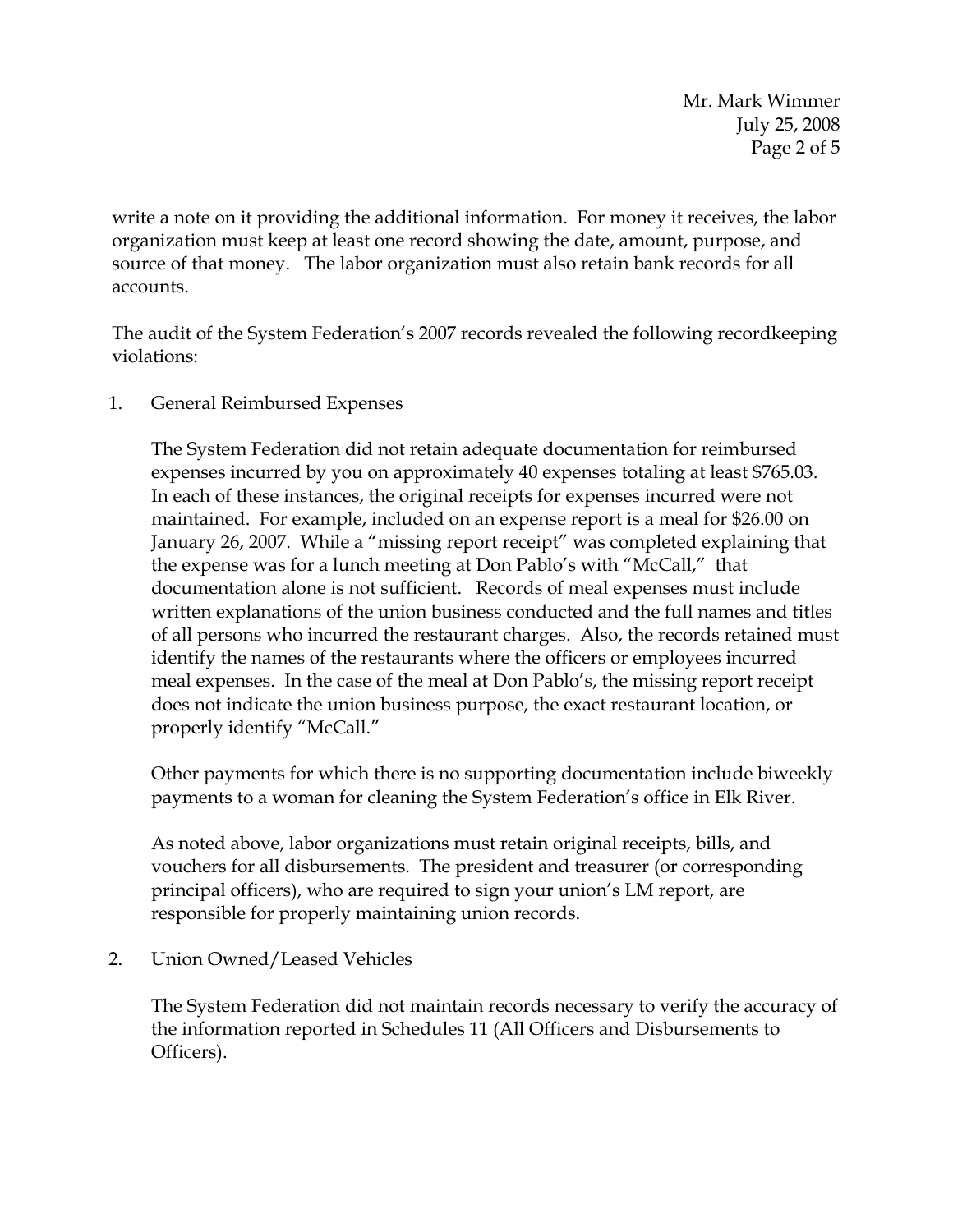write a note on it providing the additional information. For money it receives, the labor organization must keep at least one record showing the date, amount, purpose, and source of that money. The labor organization must also retain bank records for all accounts.

The audit of the System Federation's 2007 records revealed the following recordkeeping violations:

1. General Reimbursed Expenses

   The System Federation did not retain adequate documentation for reimbursed expenses incurred by you on approximately 40 expenses totaling at least $765.03. In each of these instances, the original receipts for expenses incurred were not maintained. For example, included on an expense report is a meal for $26.00 on January 26, 2007. While a "missing report receipt" was completed explaining that the expense was for a lunch meeting at Don Pablo's with "McCall," that documentation alone is not sufficient. Records of meal expenses must include written explanations of the union business conducted and the full names and titles of all persons who incurred the restaurant charges. Also, the records retained must identify the names of the restaurants where the officers or employees incurred meal expenses. In the case of the meal at Don Pablo's, the missing report receipt does not indicate the union business purpose, the exact restaurant location, or properly identify "McCall."

   Other payments for which there is no supporting documentation include biweekly payments to a woman for cleaning the System Federation's office in Elk River.

   As noted above, labor organizations must retain original receipts, bills, and vouchers for all disbursements. The president and treasurer (or corresponding principal officers), who are required to sign your union's LM report, are responsible for properly maintaining union records.

2. Union Owned/Leased Vehicles

   The System Federation did not maintain records necessary to verify the accuracy of the information reported in Schedules 11 (All Officers and Disbursements to Officers).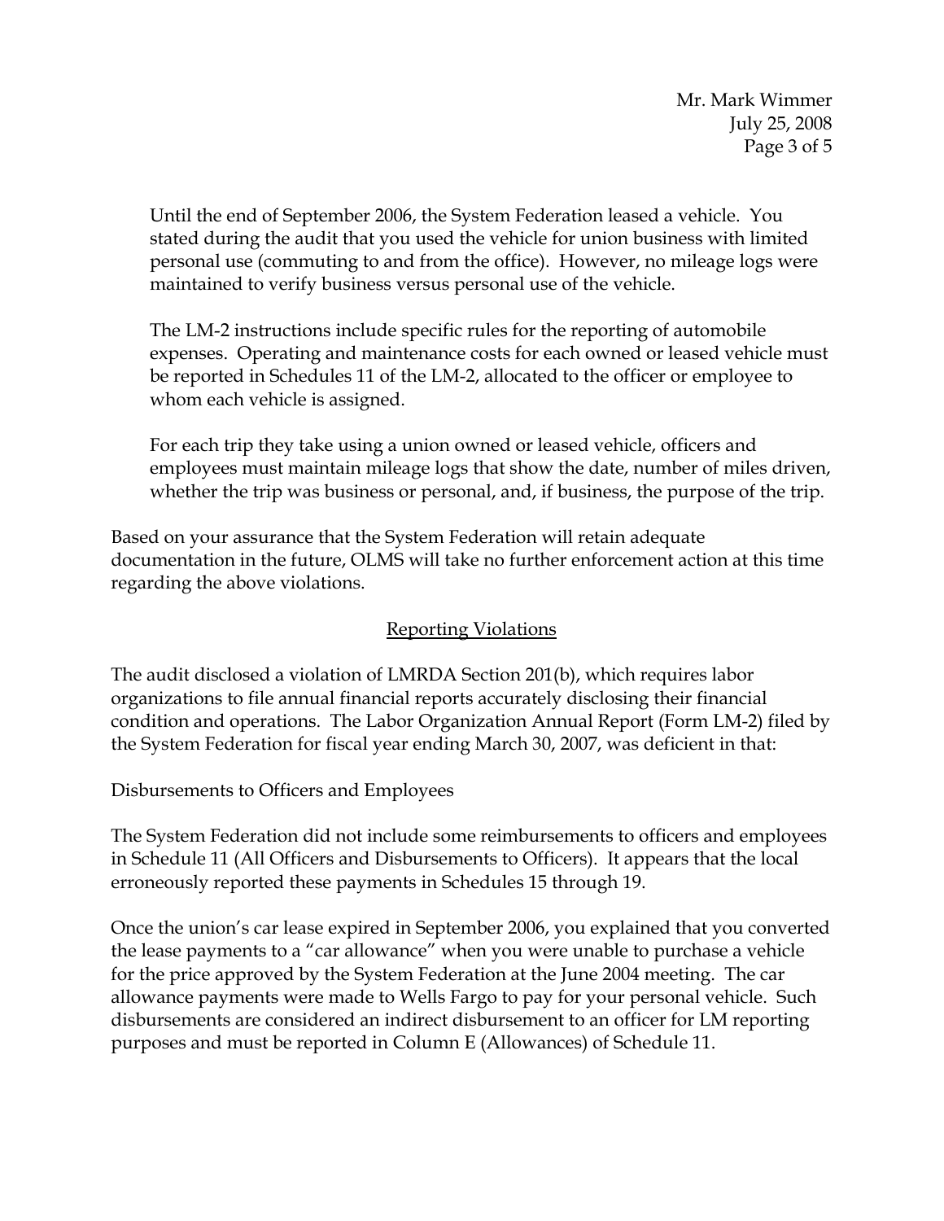Until the end of September 2006, the System Federation leased a vehicle. You stated during the audit that you used the vehicle for union business with limited personal use (commuting to and from the office). However, no mileage logs were maintained to verify business versus personal use of the vehicle.

The LM-2 instructions include specific rules for the reporting of automobile expenses. Operating and maintenance costs for each owned or leased vehicle must be reported in Schedules 11 of the LM-2, allocated to the officer or employee to whom each vehicle is assigned.

For each trip they take using a union owned or leased vehicle, officers and employees must maintain mileage logs that show the date, number of miles driven, whether the trip was business or personal, and, if business, the purpose of the trip.

Based on your assurance that the System Federation will retain adequate documentation in the future, OLMS will take no further enforcement action at this time regarding the above violations.

## Reporting Violations

The audit disclosed a violation of LMRDA Section 201(b), which requires labor organizations to file annual financial reports accurately disclosing their financial condition and operations. The Labor Organization Annual Report (Form LM-2) filed by the System Federation for fiscal year ending March 30, 2007, was deficient in that:

Disbursements to Officers and Employees

The System Federation did not include some reimbursements to officers and employees in Schedule 11 (All Officers and Disbursements to Officers). It appears that the local erroneously reported these payments in Schedules 15 through 19.

Once the union's car lease expired in September 2006, you explained that you converted the lease payments to a "car allowance" when you were unable to purchase a vehicle for the price approved by the System Federation at the June 2004 meeting. The car allowance payments were made to Wells Fargo to pay for your personal vehicle. Such disbursements are considered an indirect disbursement to an officer for LM reporting purposes and must be reported in Column E (Allowances) of Schedule 11.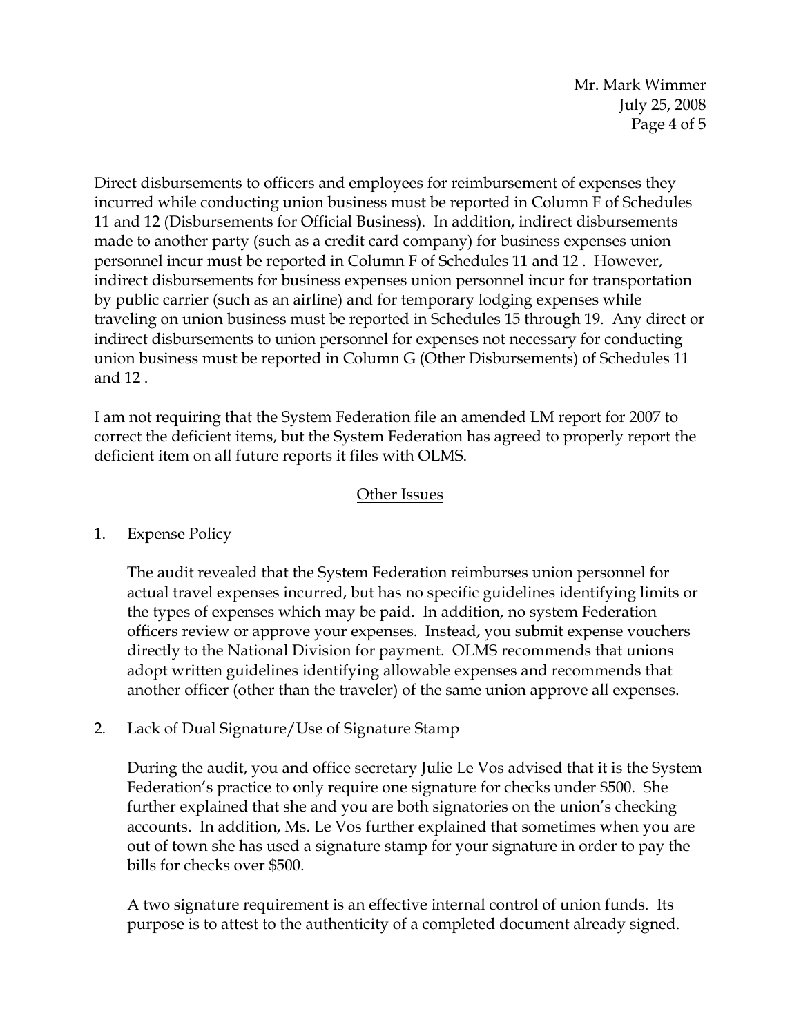Direct disbursements to officers and employees for reimbursement of expenses they incurred while conducting union business must be reported in Column F of Schedules 11 and 12 (Disbursements for Official Business). In addition, indirect disbursements made to another party (such as a credit card company) for business expenses union personnel incur must be reported in Column F of Schedules 11 and 12 . However, indirect disbursements for business expenses union personnel incur for transportation by public carrier (such as an airline) and for temporary lodging expenses while traveling on union business must be reported in Schedules 15 through 19. Any direct or indirect disbursements to union personnel for expenses not necessary for conducting union business must be reported in Column G (Other Disbursements) of Schedules 11 and 12 .

I am not requiring that the System Federation file an amended LM report for 2007 to correct the deficient items, but the System Federation has agreed to properly report the deficient item on all future reports it files with OLMS.

## Other Issues

1. Expense Policy

   The audit revealed that the System Federation reimburses union personnel for actual travel expenses incurred, but has no specific guidelines identifying limits or the types of expenses which may be paid. In addition, no system Federation officers review or approve your expenses. Instead, you submit expense vouchers directly to the National Division for payment. OLMS recommends that unions adopt written guidelines identifying allowable expenses and recommends that another officer (other than the traveler) of the same union approve all expenses.

2. Lack of Dual Signature/Use of Signature Stamp

   During the audit, you and office secretary Julie Le Vos advised that it is the System Federation's practice to only require one signature for checks under $500. She further explained that she and you are both signatories on the union's checking accounts. In addition, Ms. Le Vos further explained that sometimes when you are out of town she has used a signature stamp for your signature in order to pay the bills for checks over $500.

   A two signature requirement is an effective internal control of union funds. Its purpose is to attest to the authenticity of a completed document already signed.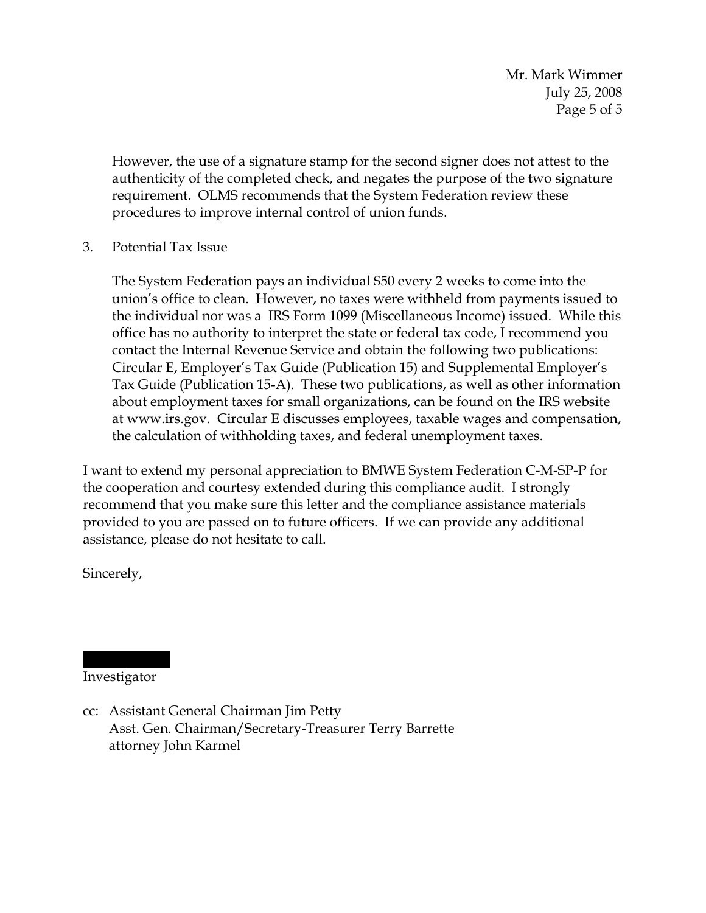However, the use of a signature stamp for the second signer does not attest to the authenticity of the completed check, and negates the purpose of the two signature requirement. OLMS recommends that the System Federation review these procedures to improve internal control of union funds.

3. Potential Tax Issue

   The System Federation pays an individual $50 every 2 weeks to come into the union's office to clean. However, no taxes were withheld from payments issued to the individual nor was a IRS Form 1099 (Miscellaneous Income) issued. While this office has no authority to interpret the state or federal tax code, I recommend you contact the Internal Revenue Service and obtain the following two publications: Circular E, Employer's Tax Guide (Publication 15) and Supplemental Employer's Tax Guide (Publication 15-A). These two publications, as well as other information about employment taxes for small organizations, can be found on the IRS website at www.irs.gov. Circular E discusses employees, taxable wages and compensation, the calculation of withholding taxes, and federal unemployment taxes.

I want to extend my personal appreciation to BMWE System Federation C-M-SP-P for the cooperation and courtesy extended during this compliance audit. I strongly recommend that you make sure this letter and the compliance assistance materials provided to you are passed on to future officers. If we can provide any additional assistance, please do not hesitate to call.

Sincerely,

Investigator

cc: Assistant General Chairman Jim Petty
    Asst. Gen. Chairman/Secretary-Treasurer Terry Barrette
    attorney John Karmel